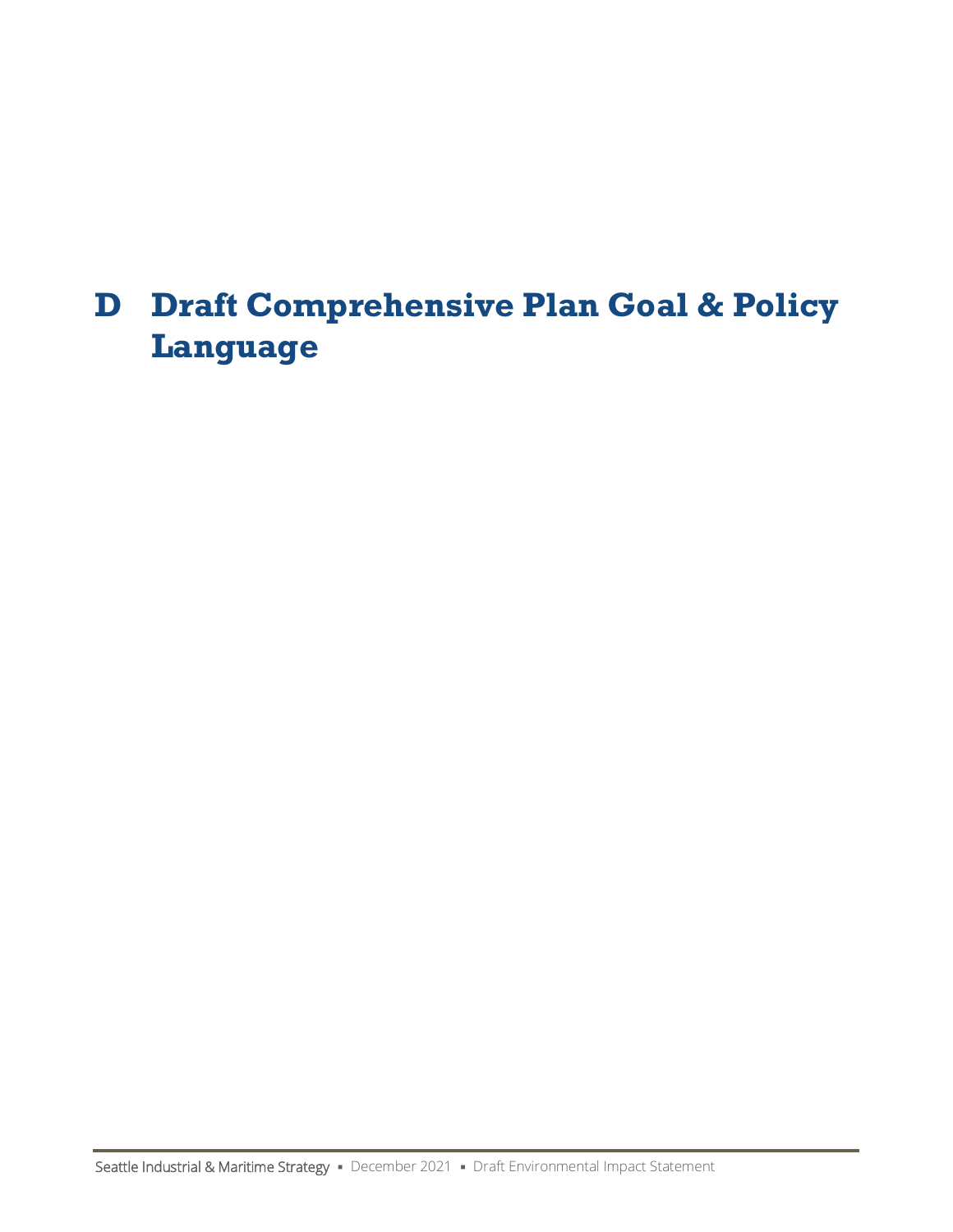# D Draft Comprehensive Plan Goal & Policy Language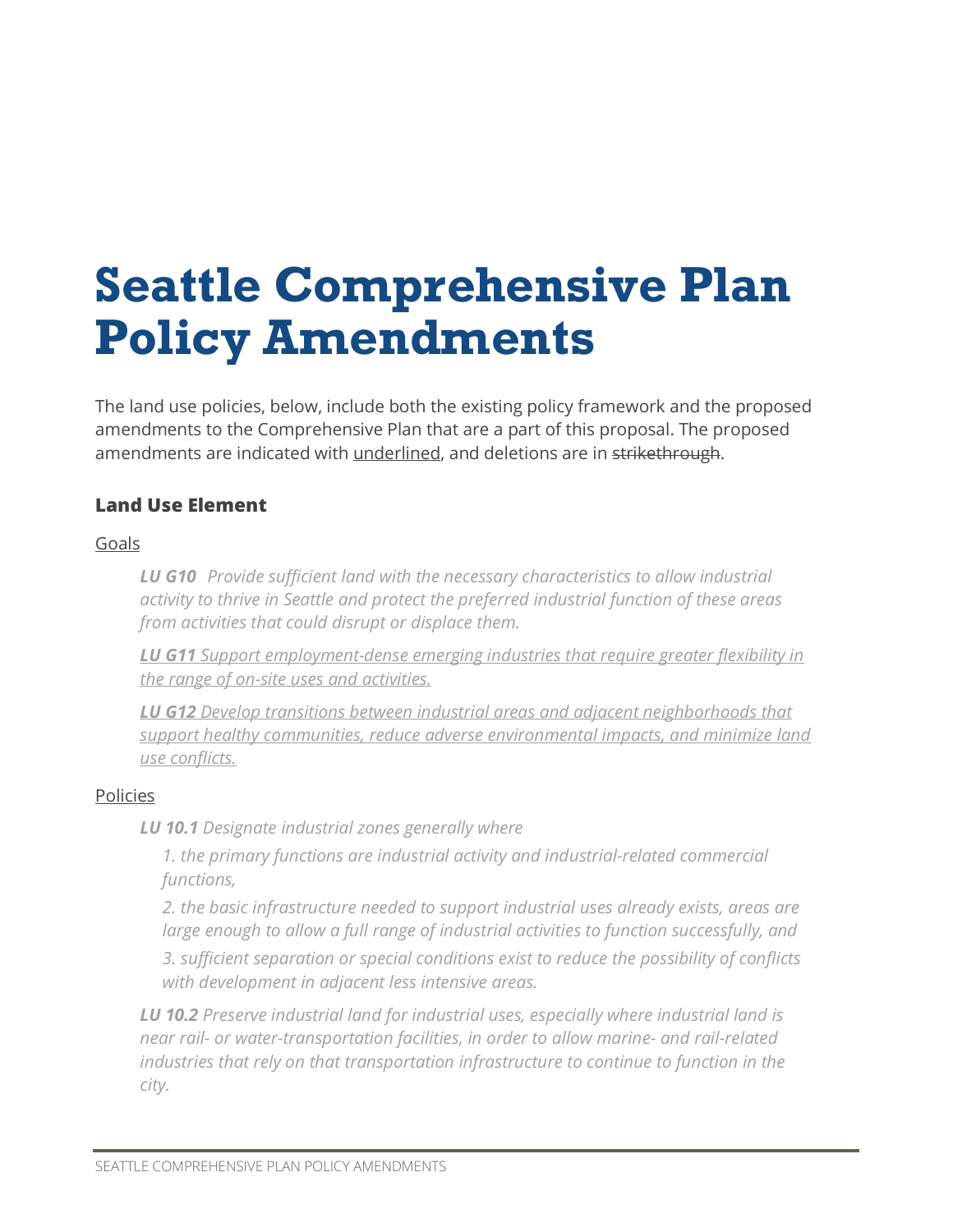# Seattle Comprehensive Plan Policy Amendments

The land use policies, below, include both the existing policy framework and the proposed amendments to the Comprehensive Plan that are a part of this proposal. The proposed amendments are indicated with <u>underlined</u>, and deletions are in ~~strikethrough~~.

### Land Use Element

<u>Goals</u>

> ***LU G10*** *Provide sufficient land with the necessary characteristics to allow industrial activity to thrive in Seattle and protect the preferred industrial function of these areas from activities that could disrupt or displace them.*
>
> <u>***LU G11*** *Support employment-dense emerging industries that require greater flexibility in the range of on-site uses and activities.*</u>
>
> <u>***LU G12*** *Develop transitions between industrial areas and adjacent neighborhoods that support healthy communities, reduce adverse environmental impacts, and minimize land use conflicts.*</u>

<u>Policies</u>

> ***LU 10.1*** *Designate industrial zones generally where*
>
> *1. the primary functions are industrial activity and industrial-related commercial functions,*
>
> *2. the basic infrastructure needed to support industrial uses already exists, areas are large enough to allow a full range of industrial activities to function successfully, and*
>
> *3. sufficient separation or special conditions exist to reduce the possibility of conflicts with development in adjacent less intensive areas.*
>
> ***LU 10.2*** *Preserve industrial land for industrial uses, especially where industrial land is near rail- or water-transportation facilities, in order to allow marine- and rail-related industries that rely on that transportation infrastructure to continue to function in the city.*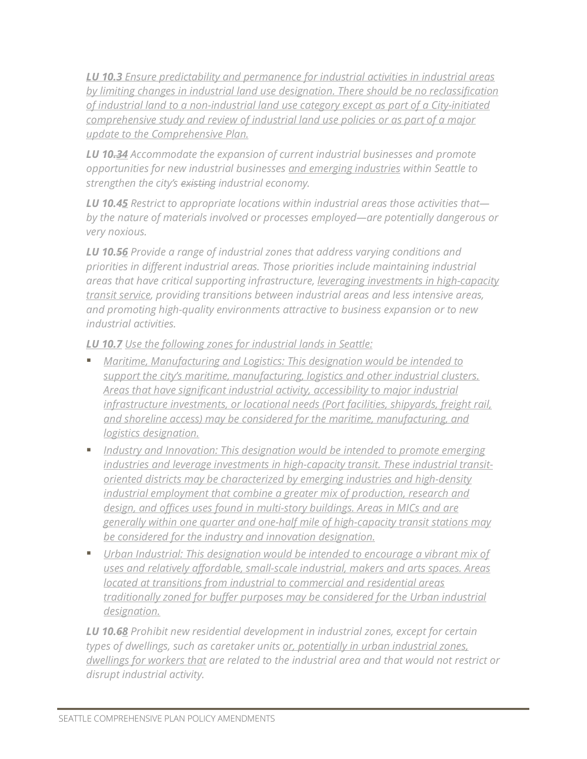*<u>**LU 10.3** Ensure predictability and permanence for industrial activities in industrial areas by limiting changes in industrial land use designation. There should be no reclassification of industrial land to a non-industrial land use category except as part of a City-initiated comprehensive study and review of industrial land use policies or as part of a major update to the Comprehensive Plan.</u>*

***LU 10.~~3~~<u>4</u>*** *Accommodate the expansion of current industrial businesses and promote opportunities for new industrial businesses <u>and emerging industries</u> within Seattle to strengthen the city's ~~existing~~ industrial economy.*

***LU 10.~~4~~<u>5</u>*** *Restrict to appropriate locations within industrial areas those activities that—by the nature of materials involved or processes employed—are potentially dangerous or very noxious.*

***LU 10.~~5~~<u>6</u>*** *Provide a range of industrial zones that address varying conditions and priorities in different industrial areas. Those priorities include maintaining industrial areas that have critical supporting infrastructure, <u>leveraging investments in high-capacity transit service</u>, providing transitions between industrial areas and less intensive areas, and promoting high-quality environments attractive to business expansion or to new industrial activities.*

*<u>**LU 10.7** Use the following zones for industrial lands in Seattle:</u>*

- *<u>Maritime, Manufacturing and Logistics: This designation would be intended to support the city's maritime, manufacturing, logistics and other industrial clusters. Areas that have significant industrial activity, accessibility to major industrial infrastructure investments, or locational needs (Port facilities, shipyards, freight rail, and shoreline access) may be considered for the maritime, manufacturing, and logistics designation.</u>*
- *<u>Industry and Innovation: This designation would be intended to promote emerging industries and leverage investments in high-capacity transit. These industrial transit-oriented districts may be characterized by emerging industries and high-density industrial employment that combine a greater mix of production, research and design, and offices uses found in multi-story buildings. Areas in MICs and are generally within one quarter and one-half mile of high-capacity transit stations may be considered for the industry and innovation designation.</u>*
- *<u>Urban Industrial: This designation would be intended to encourage a vibrant mix of uses and relatively affordable, small-scale industrial, makers and arts spaces. Areas located at transitions from industrial to commercial and residential areas traditionally zoned for buffer purposes may be considered for the Urban industrial designation.</u>*

***LU 10.~~6~~<u>8</u>*** *Prohibit new residential development in industrial zones, except for certain types of dwellings, such as caretaker units <u>or, potentially in urban industrial zones, dwellings for workers that</u> are related to the industrial area and that would not restrict or disrupt industrial activity.*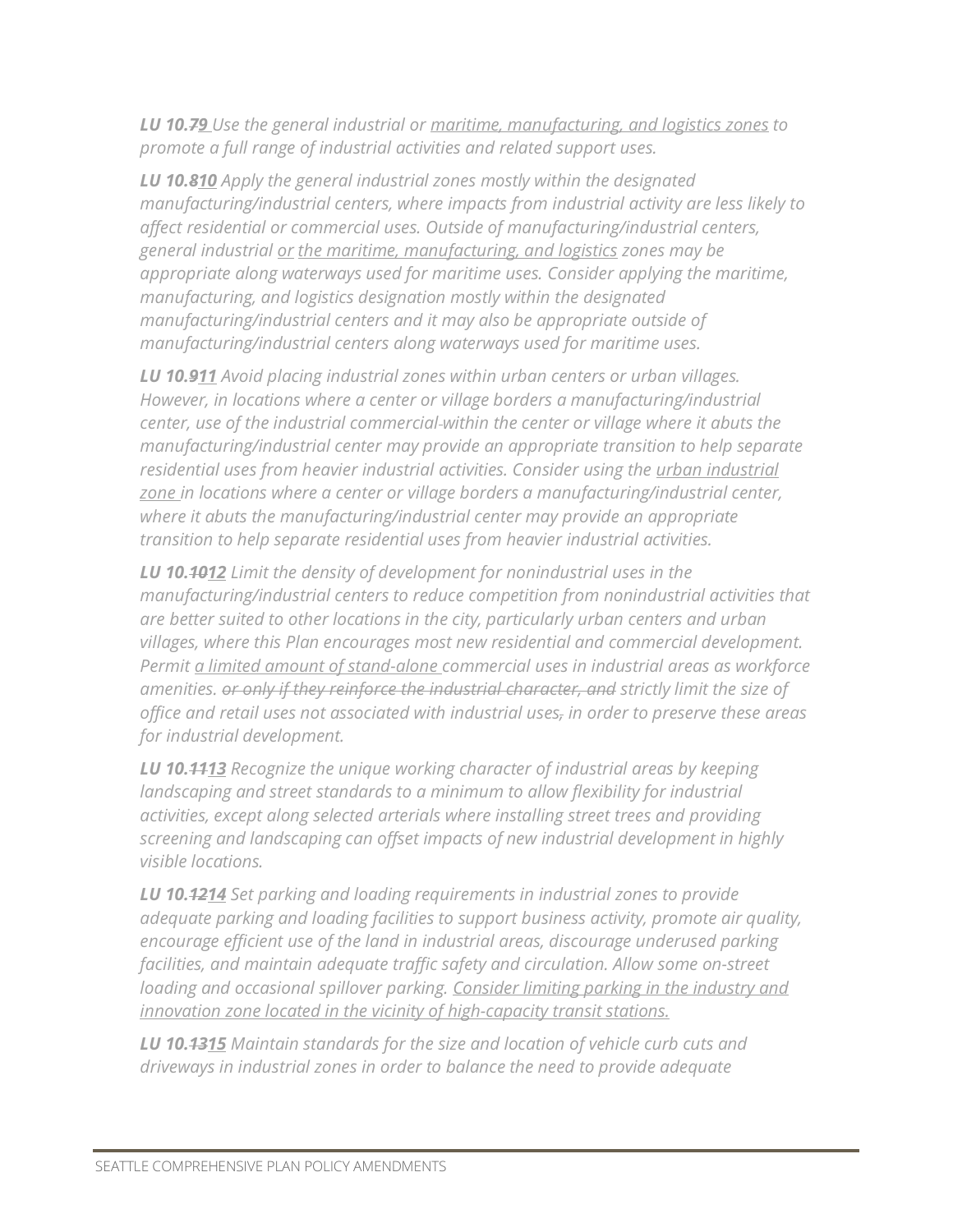***LU 10.~~7~~<u>9</u>*** *Use the general industrial or <u>maritime, manufacturing, and logistics zones</u> to promote a full range of industrial activities and related support uses.*

***LU 10.~~8~~<u>10</u>*** *Apply the general industrial zones mostly within the designated manufacturing/industrial centers, where impacts from industrial activity are less likely to affect residential or commercial uses. Outside of manufacturing/industrial centers, general industrial <u>or</u> <u>the maritime, manufacturing, and logistics</u> zones may be appropriate along waterways used for maritime uses. Consider applying the maritime, manufacturing, and logistics designation mostly within the designated manufacturing/industrial centers and it may also be appropriate outside of manufacturing/industrial centers along waterways used for maritime uses.*

***LU 10.~~9~~<u>11</u>*** *Avoid placing industrial zones within urban centers or urban villages. However, in locations where a center or village borders a manufacturing/industrial center, use of the industrial commercial-within the center or village where it abuts the manufacturing/industrial center may provide an appropriate transition to help separate residential uses from heavier industrial activities. Consider using the <u>urban industrial zone</u> in locations where a center or village borders a manufacturing/industrial center, where it abuts the manufacturing/industrial center may provide an appropriate transition to help separate residential uses from heavier industrial activities.*

***LU 10.~~10~~<u>12</u>*** *Limit the density of development for nonindustrial uses in the manufacturing/industrial centers to reduce competition from nonindustrial activities that are better suited to other locations in the city, particularly urban centers and urban villages, where this Plan encourages most new residential and commercial development. Permit <u>a limited amount of stand-alone</u> commercial uses in industrial areas as workforce amenities. ~~or only if they reinforce the industrial character, and~~ strictly limit the size of office and retail uses not associated with industrial uses~~,~~ in order to preserve these areas for industrial development.*

***LU 10.~~11~~<u>13</u>*** *Recognize the unique working character of industrial areas by keeping landscaping and street standards to a minimum to allow flexibility for industrial activities, except along selected arterials where installing street trees and providing screening and landscaping can offset impacts of new industrial development in highly visible locations.*

***LU 10.~~12~~<u>14</u>*** *Set parking and loading requirements in industrial zones to provide adequate parking and loading facilities to support business activity, promote air quality, encourage efficient use of the land in industrial areas, discourage underused parking facilities, and maintain adequate traffic safety and circulation. Allow some on-street loading and occasional spillover parking. <u>Consider limiting parking in the industry and innovation zone located in the vicinity of high-capacity transit stations.</u>*

***LU 10.~~13~~<u>15</u>*** *Maintain standards for the size and location of vehicle curb cuts and driveways in industrial zones in order to balance the need to provide adequate*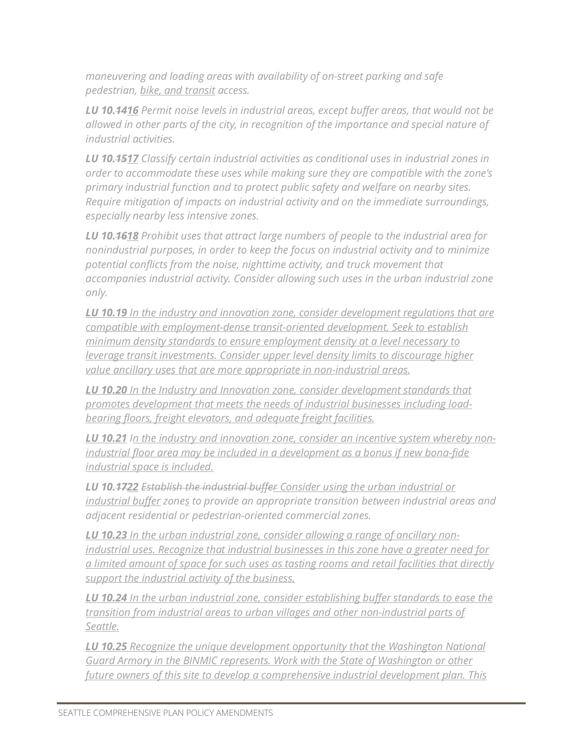*maneuvering and loading areas with availability of on-street parking and safe pedestrian, <u>bike, and transit</u> access.*

***LU 10.~~14~~<u>16</u>*** *Permit noise levels in industrial areas, except buffer areas, that would not be allowed in other parts of the city, in recognition of the importance and special nature of industrial activities.*

***LU 10.~~15~~<u>17</u>*** *Classify certain industrial activities as conditional uses in industrial zones in order to accommodate these uses while making sure they are compatible with the zone's primary industrial function and to protect public safety and welfare on nearby sites. Require mitigation of impacts on industrial activity and on the immediate surroundings, especially nearby less intensive zones.*

***LU 10.~~16~~<u>18</u>*** *Prohibit uses that attract large numbers of people to the industrial area for nonindustrial purposes, in order to keep the focus on industrial activity and to minimize potential conflicts from the noise, nighttime activity, and truck movement that accompanies industrial activity. Consider allowing such uses in the urban industrial zone only.*

***<u>LU 10.19</u>*** *<u>In the industry and innovation zone, consider development regulations that are compatible with employment-dense transit-oriented development. Seek to establish minimum density standards to ensure employment density at a level necessary to leverage transit investments. Consider upper level density limits to discourage higher value ancillary uses that are more appropriate in non-industrial areas.</u>*

***<u>LU 10.20</u>*** *<u>In the Industry and Innovation zone, consider development standards that promotes development that meets the needs of industrial businesses including load-bearing floors, freight elevators, and adequate freight facilities.</u>*

***<u>LU 10.21</u>*** *<u>In the industry and innovation zone, consider an incentive system whereby non-industrial floor area may be included in a development as a bonus if new bona-fide industrial space is included.</u>*

***LU 10.~~17~~<u>22</u>*** *~~Establish the industrial buffer~~ <u>Consider using the urban industrial or industrial buffer</u> zone<u>s</u> to provide an appropriate transition between industrial areas and adjacent residential or pedestrian-oriented commercial zones.*

***<u>LU 10.23</u>*** *<u>In the urban industrial zone, consider allowing a range of ancillary non-industrial uses. Recognize that industrial businesses in this zone have a greater need for a limited amount of space for such uses as tasting rooms and retail facilities that directly support the industrial activity of the business.</u>*

***<u>LU 10.24</u>*** *<u>In the urban industrial zone, consider establishing buffer standards to ease the transition from industrial areas to urban villages and other non-industrial parts of Seattle.</u>*

***<u>LU 10.25</u>*** *<u>Recognize the unique development opportunity that the Washington National Guard Armory in the BINMIC represents. Work with the State of Washington or other future owners of this site to develop a comprehensive industrial development plan. This</u>*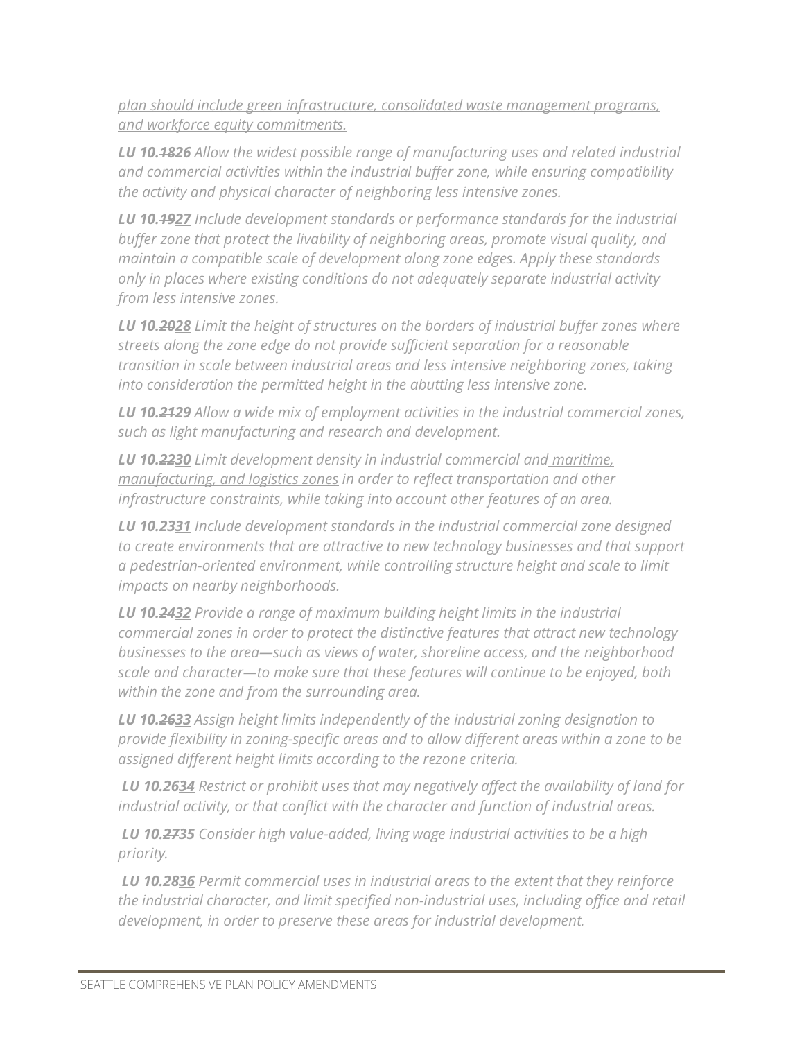*plan should include green infrastructure, consolidated waste management programs, and workforce equity commitments.*

***LU 10.~~18~~26*** *Allow the widest possible range of manufacturing uses and related industrial and commercial activities within the industrial buffer zone, while ensuring compatibility the activity and physical character of neighboring less intensive zones.*

***LU 10.~~19~~27*** *Include development standards or performance standards for the industrial buffer zone that protect the livability of neighboring areas, promote visual quality, and maintain a compatible scale of development along zone edges. Apply these standards only in places where existing conditions do not adequately separate industrial activity from less intensive zones.*

***LU 10.~~20~~28*** *Limit the height of structures on the borders of industrial buffer zones where streets along the zone edge do not provide sufficient separation for a reasonable transition in scale between industrial areas and less intensive neighboring zones, taking into consideration the permitted height in the abutting less intensive zone.*

***LU 10.~~21~~29*** *Allow a wide mix of employment activities in the industrial commercial zones, such as light manufacturing and research and development.*

***LU 10.~~22~~30*** *Limit development density in industrial commercial and maritime, manufacturing, and logistics zones in order to reflect transportation and other infrastructure constraints, while taking into account other features of an area.*

***LU 10.~~23~~31*** *Include development standards in the industrial commercial zone designed to create environments that are attractive to new technology businesses and that support a pedestrian-oriented environment, while controlling structure height and scale to limit impacts on nearby neighborhoods.*

***LU 10.~~24~~32*** *Provide a range of maximum building height limits in the industrial commercial zones in order to protect the distinctive features that attract new technology businesses to the area—such as views of water, shoreline access, and the neighborhood scale and character—to make sure that these features will continue to be enjoyed, both within the zone and from the surrounding area.*

***LU 10.~~26~~33*** *Assign height limits independently of the industrial zoning designation to provide flexibility in zoning-specific areas and to allow different areas within a zone to be assigned different height limits according to the rezone criteria.*

***LU 10.~~26~~34*** *Restrict or prohibit uses that may negatively affect the availability of land for industrial activity, or that conflict with the character and function of industrial areas.*

***LU 10.~~27~~35*** *Consider high value-added, living wage industrial activities to be a high priority.*

***LU 10.~~28~~36*** *Permit commercial uses in industrial areas to the extent that they reinforce the industrial character, and limit specified non-industrial uses, including office and retail development, in order to preserve these areas for industrial development.*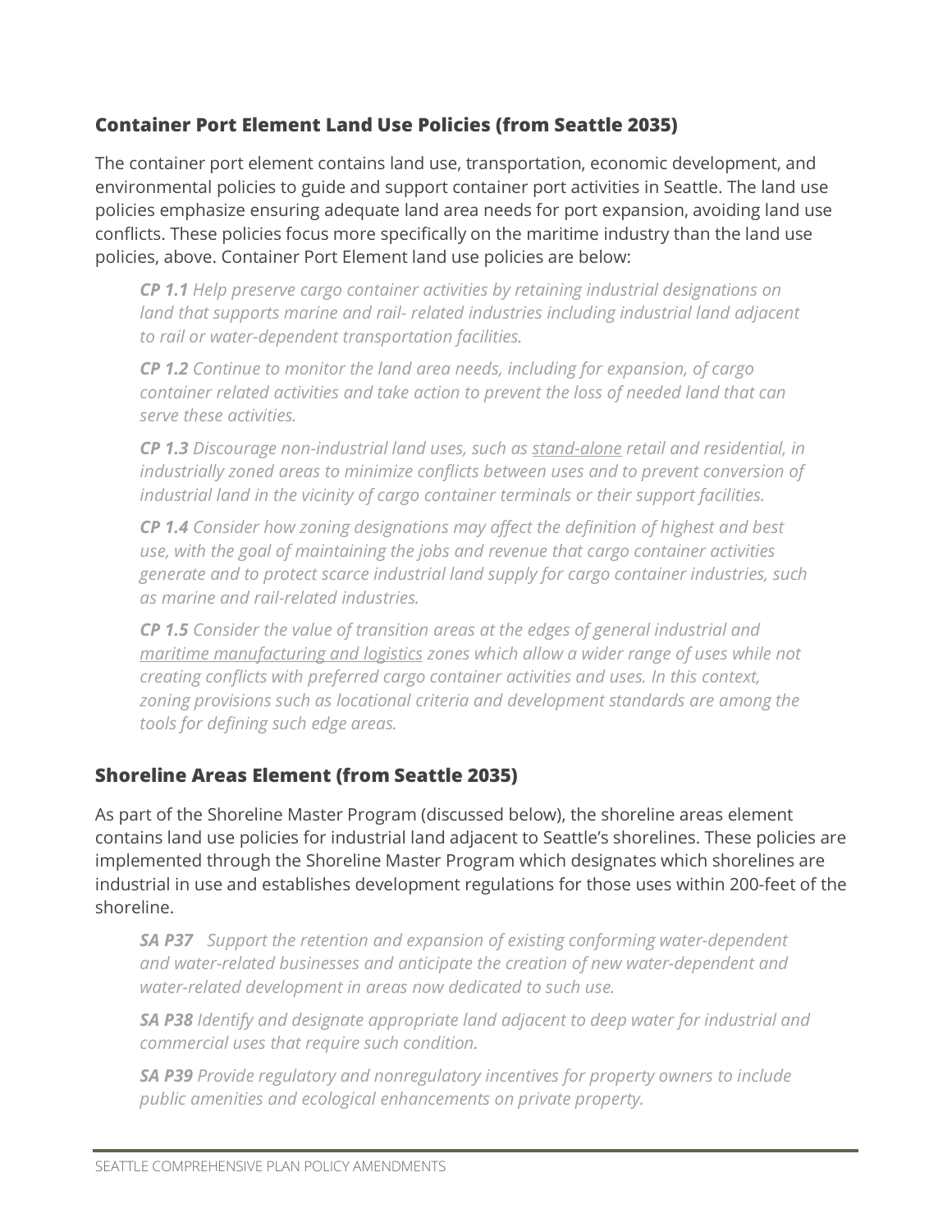### Container Port Element Land Use Policies (from Seattle 2035)

The container port element contains land use, transportation, economic development, and environmental policies to guide and support container port activities in Seattle. The land use policies emphasize ensuring adequate land area needs for port expansion, avoiding land use conflicts. These policies focus more specifically on the maritime industry than the land use policies, above. Container Port Element land use policies are below:

> ***CP 1.1*** *Help preserve cargo container activities by retaining industrial designations on land that supports marine and rail- related industries including industrial land adjacent to rail or water-dependent transportation facilities.*
>
> ***CP 1.2*** *Continue to monitor the land area needs, including for expansion, of cargo container related activities and take action to prevent the loss of needed land that can serve these activities.*
>
> ***CP 1.3*** *Discourage non-industrial land uses, such as <u>stand-alone</u> retail and residential, in industrially zoned areas to minimize conflicts between uses and to prevent conversion of industrial land in the vicinity of cargo container terminals or their support facilities.*
>
> ***CP 1.4*** *Consider how zoning designations may affect the definition of highest and best use, with the goal of maintaining the jobs and revenue that cargo container activities generate and to protect scarce industrial land supply for cargo container industries, such as marine and rail-related industries.*
>
> ***CP 1.5*** *Consider the value of transition areas at the edges of general industrial and <u>maritime manufacturing and logistics</u> zones which allow a wider range of uses while not creating conflicts with preferred cargo container activities and uses. In this context, zoning provisions such as locational criteria and development standards are among the tools for defining such edge areas.*

### Shoreline Areas Element (from Seattle 2035)

As part of the Shoreline Master Program (discussed below), the shoreline areas element contains land use policies for industrial land adjacent to Seattle's shorelines. These policies are implemented through the Shoreline Master Program which designates which shorelines are industrial in use and establishes development regulations for those uses within 200-feet of the shoreline.

> ***SA P37*** *Support the retention and expansion of existing conforming water-dependent and water-related businesses and anticipate the creation of new water-dependent and water-related development in areas now dedicated to such use.*
>
> ***SA P38*** *Identify and designate appropriate land adjacent to deep water for industrial and commercial uses that require such condition.*
>
> ***SA P39*** *Provide regulatory and nonregulatory incentives for property owners to include public amenities and ecological enhancements on private property.*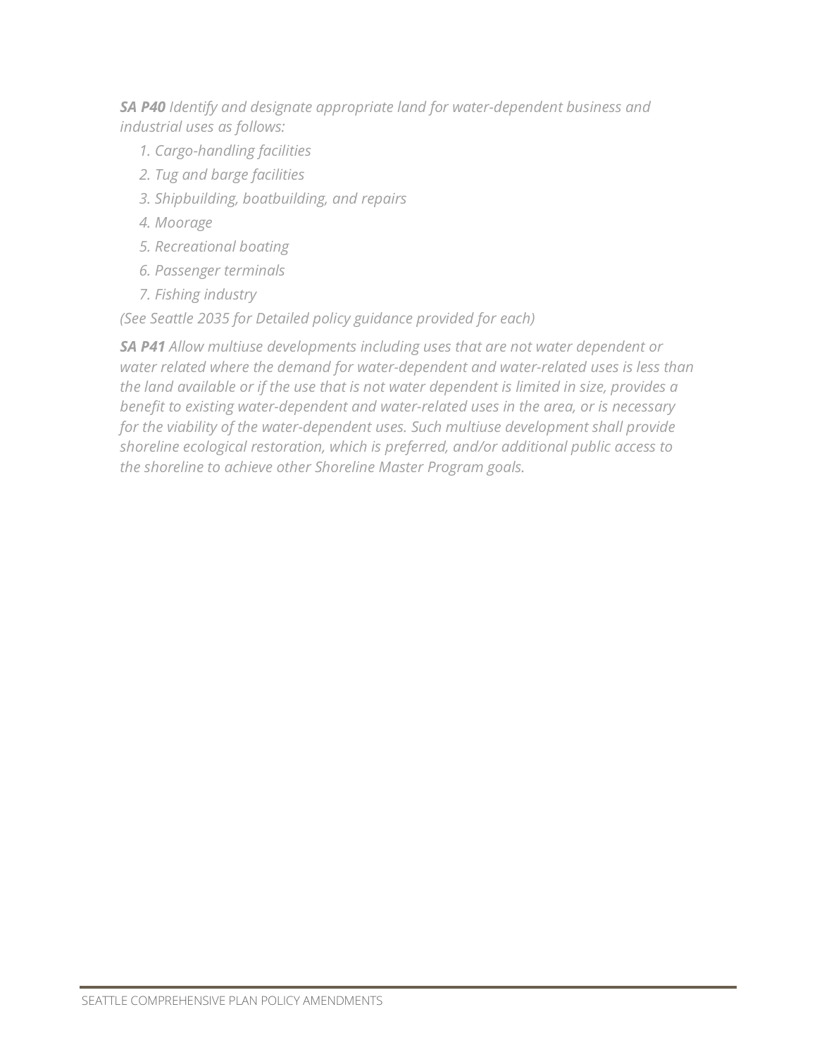***SA P40*** *Identify and designate appropriate land for water-dependent business and industrial uses as follows:*

1. *Cargo-handling facilities*
2. *Tug and barge facilities*
3. *Shipbuilding, boatbuilding, and repairs*
4. *Moorage*
5. *Recreational boating*
6. *Passenger terminals*
7. *Fishing industry*

*(See Seattle 2035 for Detailed policy guidance provided for each)*

***SA P41*** *Allow multiuse developments including uses that are not water dependent or water related where the demand for water-dependent and water-related uses is less than the land available or if the use that is not water dependent is limited in size, provides a benefit to existing water-dependent and water-related uses in the area, or is necessary for the viability of the water-dependent uses. Such multiuse development shall provide shoreline ecological restoration, which is preferred, and/or additional public access to the shoreline to achieve other Shoreline Master Program goals.*